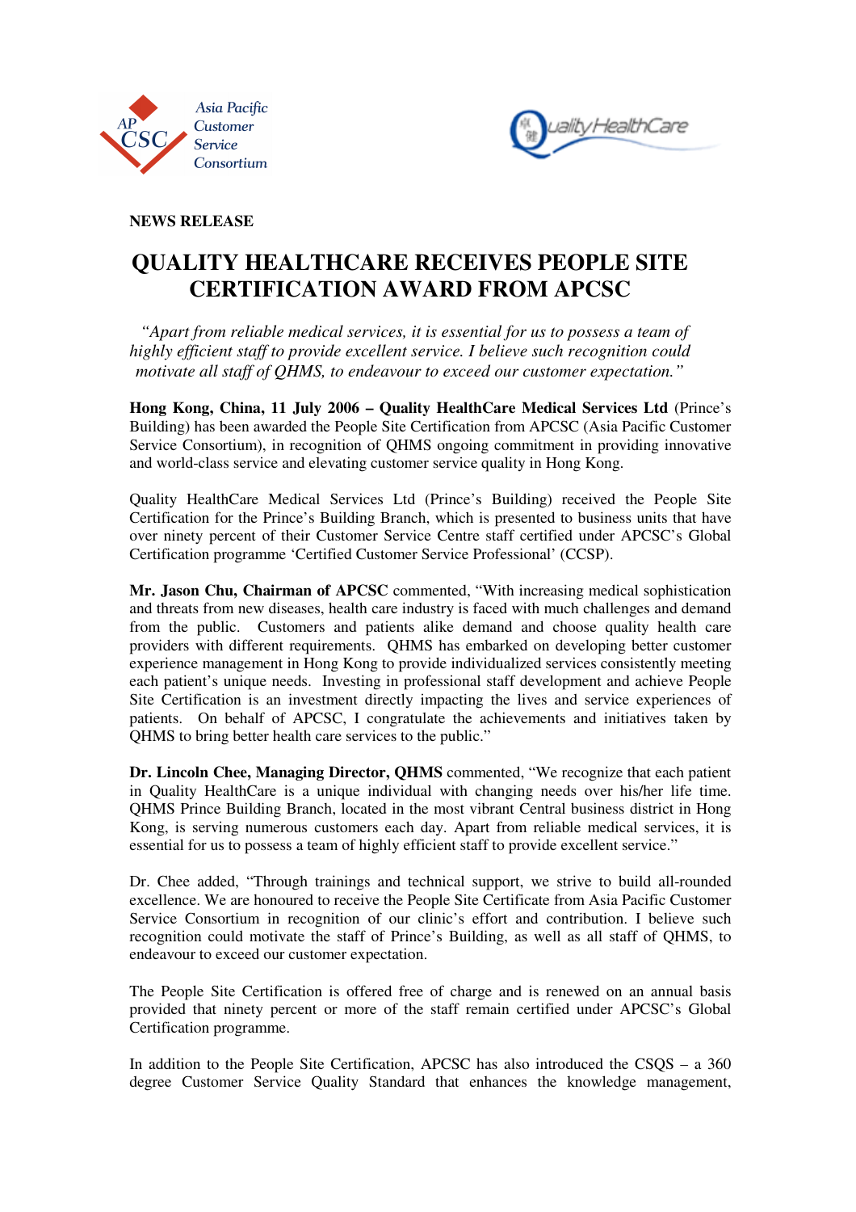**NEWS RELEASE**

# QUALITY HEALTHCARE RECEIVES PEOPLE SITE CERTIFICATION AWARD FROM APCSC

*"Apart from reliable medical services, it is essential for us to possess a team of highly efficient staff to provide excellent service. I believe such recognition could motivate all staff of QHMS, to endeavour to exceed our customer expectation."*

**Hong Kong, China, 11 July 2006 – Quality HealthCare Medical Services Ltd** (Prince's Building) has been awarded the People Site Certification from APCSC (Asia Pacific Customer Service Consortium), in recognition of QHMS ongoing commitment in providing innovative and world-class service and elevating customer service quality in Hong Kong.

Quality HealthCare Medical Services Ltd (Prince's Building) received the People Site Certification for the Prince's Building Branch, which is presented to business units that have over ninety percent of their Customer Service Centre staff certified under APCSC's Global Certification programme 'Certified Customer Service Professional' (CCSP).

**Mr. Jason Chu, Chairman of APCSC** commented, "With increasing medical sophistication and threats from new diseases, health care industry is faced with much challenges and demand from the public. Customers and patients alike demand and choose quality health care providers with different requirements. QHMS has embarked on developing better customer experience management in Hong Kong to provide individualized services consistently meeting each patient's unique needs. Investing in professional staff development and achieve People Site Certification is an investment directly impacting the lives and service experiences of patients. On behalf of APCSC, I congratulate the achievements and initiatives taken by QHMS to bring better health care services to the public."

**Dr. Lincoln Chee, Managing Director, QHMS** commented, "We recognize that each patient in Quality HealthCare is a unique individual with changing needs over his/her life time. QHMS Prince Building Branch, located in the most vibrant Central business district in Hong Kong, is serving numerous customers each day. Apart from reliable medical services, it is essential for us to possess a team of highly efficient staff to provide excellent service."

Dr. Chee added, "Through trainings and technical support, we strive to build all-rounded excellence. We are honoured to receive the People Site Certificate from Asia Pacific Customer Service Consortium in recognition of our clinic's effort and contribution. I believe such recognition could motivate the staff of Prince's Building, as well as all staff of QHMS, to endeavour to exceed our customer expectation.

The People Site Certification is offered free of charge and is renewed on an annual basis provided that ninety percent or more of the staff remain certified under APCSC's Global Certification programme.

In addition to the People Site Certification, APCSC has also introduced the CSQS – a 360 degree Customer Service Quality Standard that enhances the knowledge management,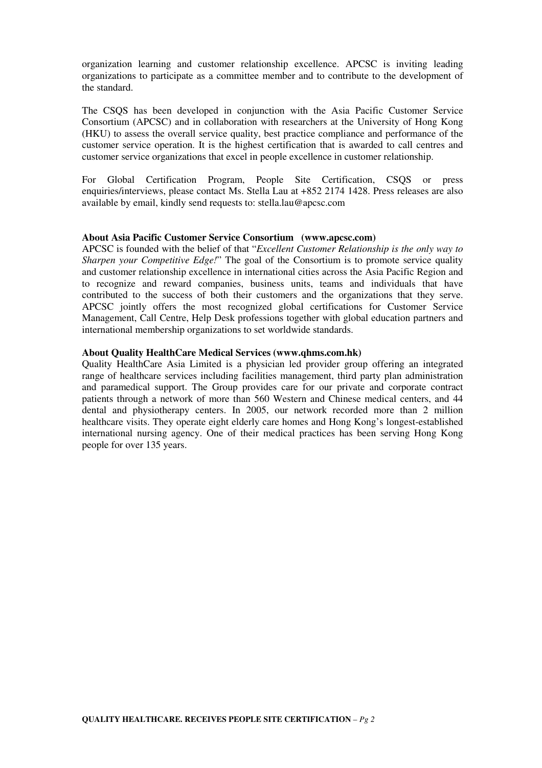organization learning and customer relationship excellence. APCSC is inviting leading organizations to participate as a committee member and to contribute to the development of the standard.

The CSQS has been developed in conjunction with the Asia Pacific Customer Service Consortium (APCSC) and in collaboration with researchers at the University of Hong Kong (HKU) to assess the overall service quality, best practice compliance and performance of the customer service operation. It is the highest certification that is awarded to call centres and customer service organizations that excel in people excellence in customer relationship.

For Global Certification Program, People Site Certification, CSQS or press enquiries/interviews, please contact Ms. Stella Lau at +852 2174 1428. Press releases are also available by email, kindly send requests to: stella.lau@apcsc.com

**About Asia Pacific Customer Service Consortium (www.apcsc.com)**

APCSC is founded with the belief of that "*Excellent Customer Relationship is the only way to Sharpen your Competitive Edge!*" The goal of the Consortium is to promote service quality and customer relationship excellence in international cities across the Asia Pacific Region and to recognize and reward companies, business units, teams and individuals that have contributed to the success of both their customers and the organizations that they serve. APCSC jointly offers the most recognized global certifications for Customer Service Management, Call Centre, Help Desk professions together with global education partners and international membership organizations to set worldwide standards.

**About Quality HealthCare Medical Services (www.qhms.com.hk)**

Quality HealthCare Asia Limited is a physician led provider group offering an integrated range of healthcare services including facilities management, third party plan administration and paramedical support. The Group provides care for our private and corporate contract patients through a network of more than 560 Western and Chinese medical centers, and 44 dental and physiotherapy centers. In 2005, our network recorded more than 2 million healthcare visits. They operate eight elderly care homes and Hong Kong's longest-established international nursing agency. One of their medical practices has been serving Hong Kong people for over 135 years.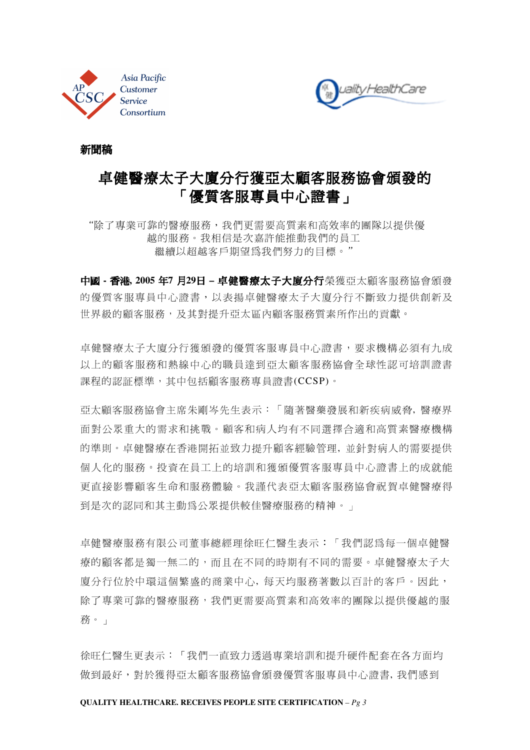Asia Pacific Customer Service Consortium

Quality HealthCare

**新聞稿**

# 卓健醫療太子大廈分行獲亞太顧客服務協會頒發的「優質客服專員中心證書」

"除了專業可靠的醫療服務，我們更需要高質素和高效率的團隊以提供優越的服務。我相信是次嘉許能推動我們的員工繼續以超越客戶期望為我們努力的目標。"

**中國 - 香港, 2005 年7 月29日 – 卓健醫療太子大廈分行**榮獲亞太顧客服務協會頒發的優質客服專員中心證書，以表揚卓健醫療太子大廈分行不斷致力提供創新及世界級的顧客服務，及其對提升亞太區內顧客服務質素所作出的貢獻。

卓健醫療太子大廈分行獲頒發的優質客服專員中心證書，要求機構必須有九成以上的顧客服務和熱線中心的職員達到亞太顧客服務協會全球性認可培訓證書課程的認証標準，其中包括顧客服務專員證書(CCSP)。

亞太顧客服務協會主席朱剛岑先生表示：「隨著醫藥發展和新疾病威脅, 醫療界面對公眾重大的需求和挑戰。顧客和病人均有不同選擇合適和高質素醫療機構的準則。卓健醫療在香港開拓並致力提升顧客經驗管理, 並針對病人的需要提供個人化的服務。投資在員工上的培訓和獲頒優質客服專員中心證書上的成就能更直接影響顧客生命和服務體驗。我謹代表亞太顧客服務協會祝賀卓健醫療得到是次的認同和其主動為公眾提供較佳醫療服務的精神。」

卓健醫療服務有限公司董事總經理徐旺仁醫生表示：「我們認為每一個卓健醫療的顧客都是獨一無二的，而且在不同的時期有不同的需要。卓健醫療太子大廈分行位於中環這個繁盛的商業中心, 每天均服務著數以百計的客戶。因此，除了專業可靠的醫療服務，我們更需要高質素和高效率的團隊以提供優越的服務。」

徐旺仁醫生更表示：「我們一直致力透過專業培訓和提升硬件配套在各方面均做到最好，對於獲得亞太顧客服務協會頒發優質客服專員中心證書, 我們感到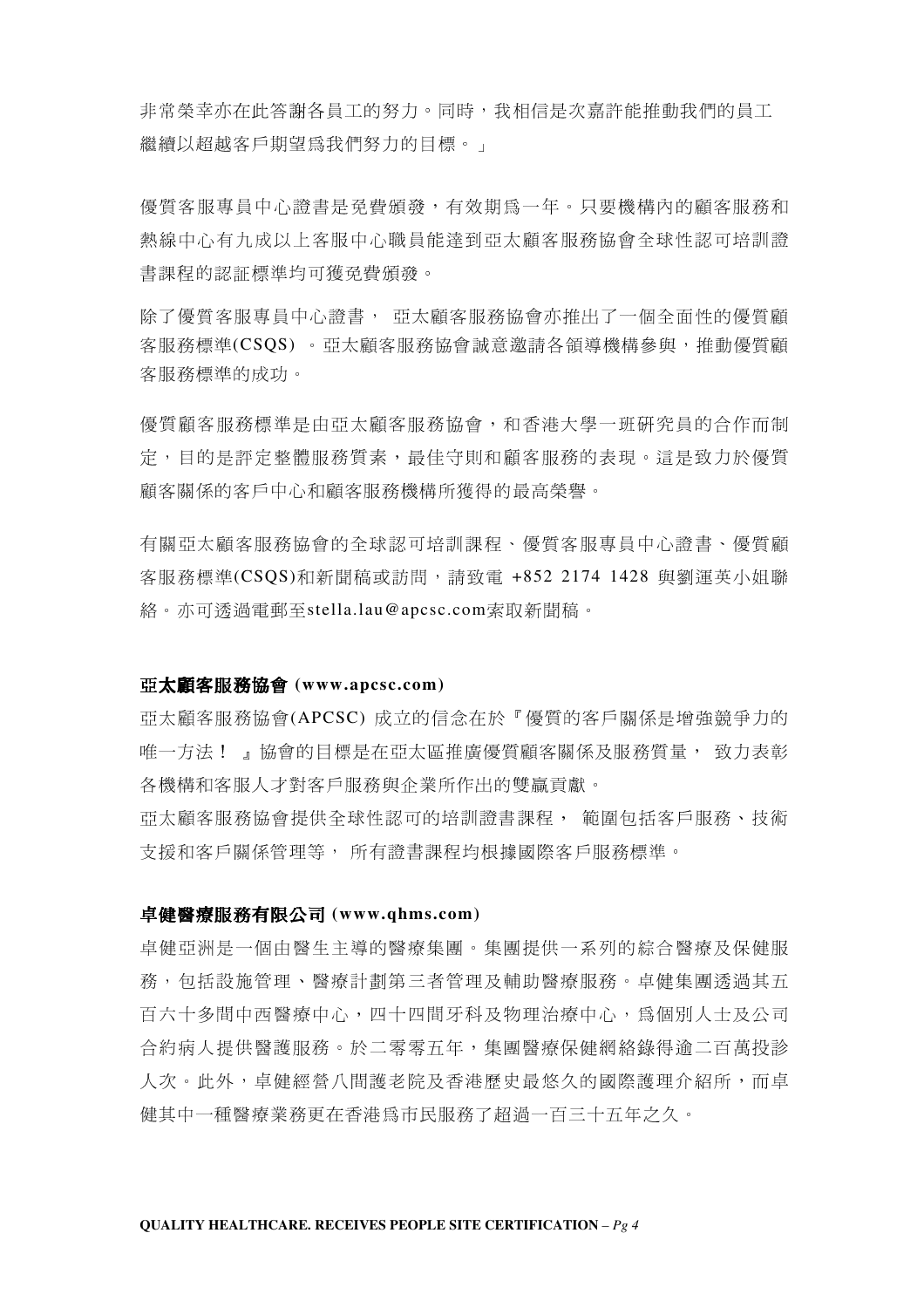非常榮幸亦在此答謝各員工的努力。同時，我相信是次嘉許能推動我們的員工繼續以超越客戶期望爲我們努力的目標。」

優質客服專員中心證書是免費頒發，有效期爲一年。只要機構內的顧客服務和熱線中心有九成以上客服中心職員能達到亞太顧客服務協會全球性認可培訓證書課程的認証標準均可獲免費頒發。

除了優質客服專員中心證書， 亞太顧客服務協會亦推出了一個全面性的優質顧客服務標準(CSQS) 。亞太顧客服務協會誠意邀請各領導機構參與，推動優質顧客服務標準的成功。

優質顧客服務標準是由亞太顧客服務協會，和香港大學一班研究員的合作而制定，目的是評定整體服務質素，最佳守則和顧客服務的表現。這是致力於優質顧客關係的客戶中心和顧客服務機構所獲得的最高榮譽。

有關亞太顧客服務協會的全球認可培訓課程、優質客服專員中心證書、優質顧客服務標準(CSQS)和新聞稿或訪問，請致電 +852 2174 1428 與劉運英小姐聯絡。亦可透過電郵至stella.lau@apcsc.com索取新聞稿。

**亞太顧客服務協會 (www.apcsc.com)**

亞太顧客服務協會(APCSC) 成立的信念在於『優質的客戶關係是增強競爭力的唯一方法！ 』協會的目標是在亞太區推廣優質顧客關係及服務質量， 致力表彰各機構和客服人才對客戶服務與企業所作出的雙贏貢獻。

亞太顧客服務協會提供全球性認可的培訓證書課程， 範圍包括客戶服務、技術支援和客戶關係管理等， 所有證書課程均根據國際客戶服務標準。

**卓健醫療服務有限公司 (www.qhms.com)**

卓健亞洲是一個由醫生主導的醫療集團。集團提供一系列的綜合醫療及保健服務，包括設施管理、醫療計劃第三者管理及輔助醫療服務。卓健集團透過其五百六十多間中西醫療中心，四十四間牙科及物理治療中心，爲個別人士及公司合約病人提供醫護服務。於二零零五年，集團醫療保健網絡錄得逾二百萬投診人次。此外，卓健經營八間護老院及香港歷史最悠久的國際護理介紹所，而卓健其中一種醫療業務更在香港爲市民服務了超過一百三十五年之久。